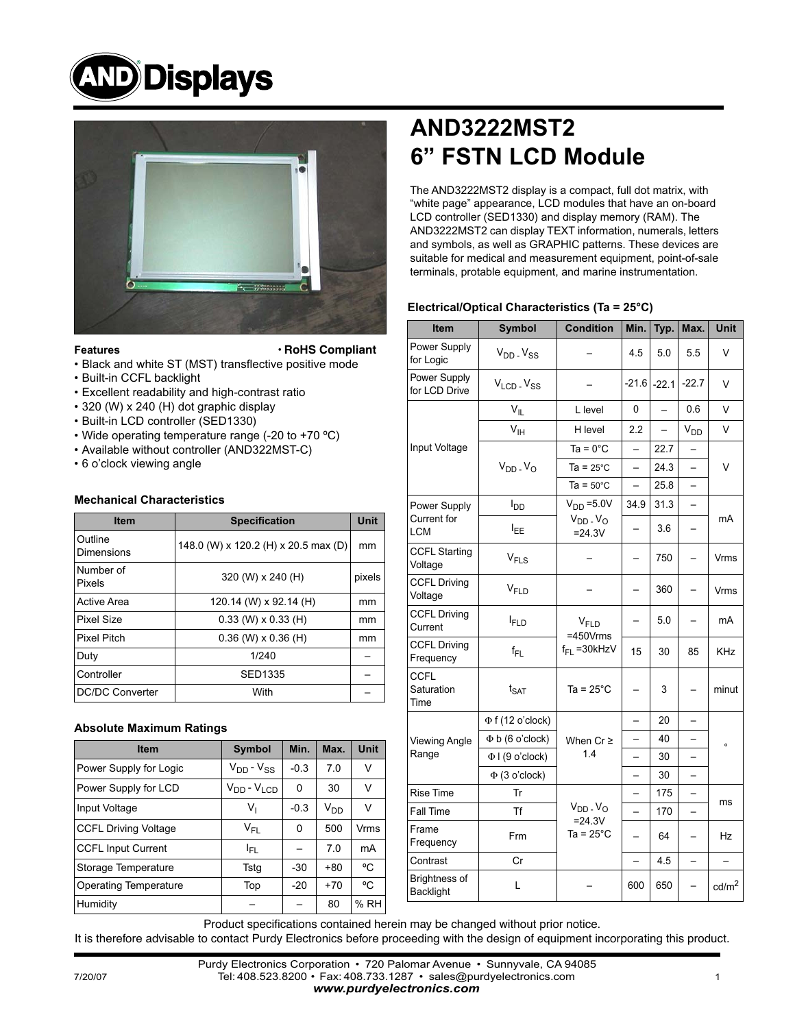# AND3222MST2
# 6" FSTN LCD Module

The AND3222MST2 display is a compact, full dot matrix, with "white page" appearance, LCD modules that have an on-board LCD controller (SED1330) and display memory (RAM). The AND3222MST2 can display TEXT information, numerals, letters and symbols, as well as GRAPHIC patterns. These devices are suitable for medical and measurement equipment, point-of-sale terminals, protable equipment, and marine instrumentation.

### Features

- RoHS Compliant
- Black and white ST (MST) transflective positive mode
- Built-in CCFL backlight
- Excellent readability and high-contrast ratio
- 320 (W) x 240 (H) dot graphic display
- Built-in LCD controller (SED1330)
- Wide operating temperature range (-20 to +70 ºC)
- Available without controller (AND322MST-C)
- 6 o'clock viewing angle

### Mechanical Characteristics

| Item | Specification | Unit |
|---|---|---|
| Outline Dimensions | 148.0 (W) x 120.2 (H) x 20.5 max (D) | mm |
| Number of Pixels | 320 (W) x 240 (H) | pixels |
| Active Area | 120.14 (W) x 92.14 (H) | mm |
| Pixel Size | 0.33 (W) x 0.33 (H) | mm |
| Pixel Pitch | 0.36 (W) x 0.36 (H) | mm |
| Duty | 1/240 | – |
| Controller | SED1335 | – |
| DC/DC Converter | With | – |

### Absolute Maximum Ratings

| Item | Symbol | Min. | Max. | Unit |
|---|---|---|---|---|
| Power Supply for Logic | $V_{DD} - V_{SS}$ | -0.3 | 7.0 | V |
| Power Supply for LCD | $V_{DD} - V_{LCD}$ | 0 | 30 | V |
| Input Voltage | $V_I$ | -0.3 | $V_{DD}$ | V |
| CCFL Driving Voltage | $V_{FL}$ | 0 | 500 | Vrms |
| CCFL Input Current | $I_{FL}$ | – | 7.0 | mA |
| Storage Temperature | Tstg | -30 | +80 | ºC |
| Operating Temperature | Top | -20 | +70 | ºC |
| Humidity | – | – | 80 | % RH |

### Electrical/Optical Characteristics (Ta = 25°C)

| Item | Symbol | Condition | Min. | Typ. | Max. | Unit |
|---|---|---|---|---|---|---|
| Power Supply for Logic | $V_{DD} - V_{SS}$ | – | 4.5 | 5.0 | 5.5 | V |
| Power Supply for LCD Drive | $V_{LCD} - V_{SS}$ | – | -21.6 | -22.1 | -22.7 | V |
| Input Voltage | $V_{IL}$ | L level | 0 | – | 0.6 | V |
| | $V_{IH}$ | H level | 2.2 | – | $V_{DD}$ | V |
| | $V_{DD} - V_O$ | Ta = 0°C | – | 22.7 | – | V |
| | | Ta = 25°C | – | 24.3 | – | |
| | | Ta = 50°C | – | 25.8 | – | |
| Power Supply Current for LCM | $I_{DD}$ | $V_{DD}$ =5.0V $V_{DD} - V_O$ =24.3V | 34.9 | 31.3 | – | mA |
| | $I_{EE}$ | | – | 3.6 | – | |
| CCFL Starting Voltage | $V_{FLS}$ | – | – | 750 | – | Vrms |
| CCFL Driving Voltage | $V_{FLD}$ | – | – | 360 | – | Vrms |
| CCFL Driving Current | $I_{FLD}$ | $V_{FLD}$ =450Vrms $f_{FL}$ =30kHzV | – | 5.0 | – | mA |
| CCFL Driving Frequency | $f_{FL}$ | | 15 | 30 | 85 | KHz |
| CCFL Saturation Time | $t_{SAT}$ | Ta = 25°C | – | 3 | – | minut |
| Viewing Angle Range | Φ f (12 o'clock) | When Cr ≥ 1.4 | – | 20 | – | ° |
| | Φ b (6 o'clock) | | – | 40 | – | |
| | Φ l (9 o'clock) | | – | 30 | – | |
| | Φ (3 o'clock) | | – | 30 | – | |
| Rise Time | Tr | $V_{DD} - V_O$ =24.3V Ta = 25°C | – | 175 | – | ms |
| Fall Time | Tf | | – | 170 | – | |
| Frame Frequency | Frm | | – | 64 | – | Hz |
| Contrast | Cr | | – | 4.5 | – | – |
| Brightness of Backlight | L | – | 600 | 650 | – | $cd/m^2$ |

Product specifications contained herein may be changed without prior notice.
It is therefore advisable to contact Purdy Electronics before proceeding with the design of equipment incorporating this product.

7/20/07

Purdy Electronics Corporation • 720 Palomar Avenue • Sunnyvale, CA 94085
Tel: 408.523.8200 • Fax: 408.733.1287 • sales@purdyelectronics.com
*www.purdyelectronics.com*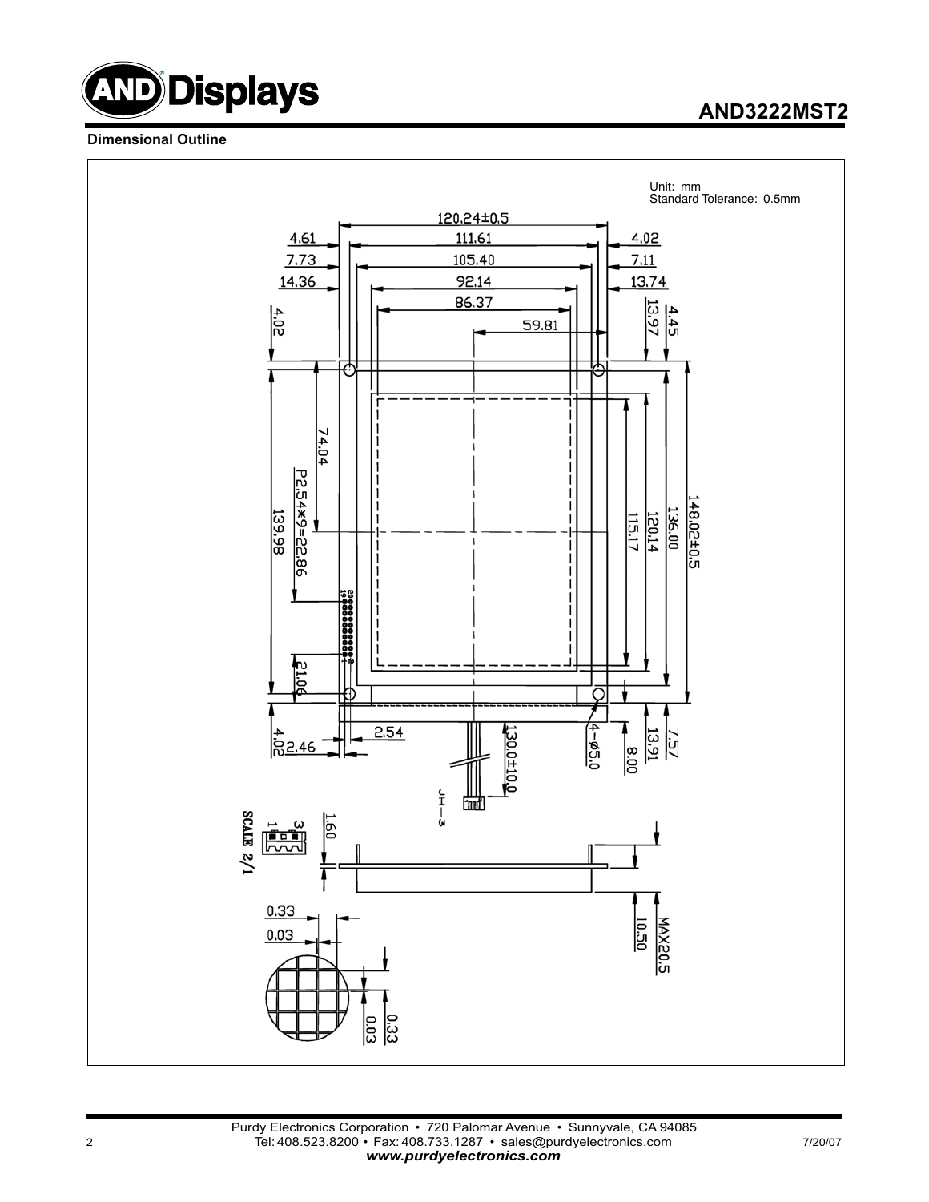# AND3222MST2

**Dimensional Outline**

Unit: mm
Standard Tolerance: 0.5mm

120.24±0.5

4.61 | 111.61 | 4.02

7.73 | 105.40 | 7.11

14.36 | 92.14 | 13.74

86.37

59.81

4.02 | 13.97 | 4.45

74.04

P2.54*9=22.86

139.98

115.17

120.14

136.00

148.02±0.5

21.06

4.02 | 2.46 | 2.54

130.0±10.0

4-ø5.0

8.00 | 13.91 | 7.57

JH-3

SCALE 2/1

1.60

10.50 | MAX20.5

0.33 | 0.03

0.03 | 0.33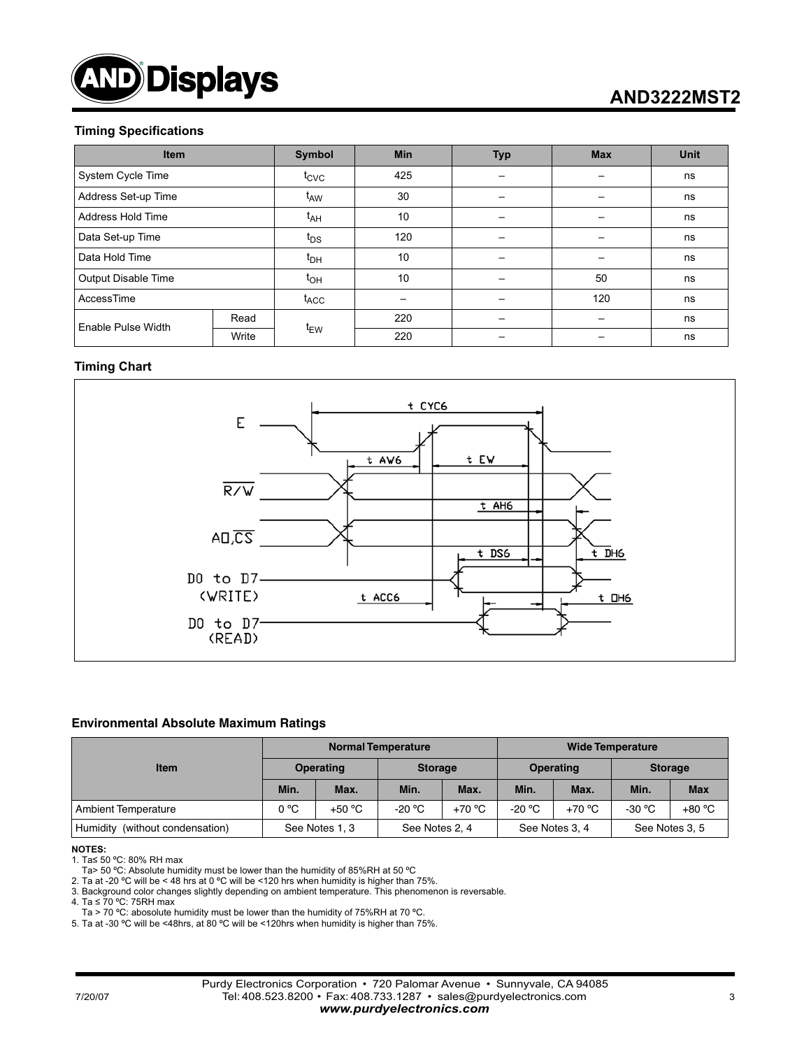## Timing Specifications

| Item | | Symbol | Min | Typ | Max | Unit |
|---|---|---|---|---|---|---|
| System Cycle Time | | $t_{CYC}$ | 425 | – | – | ns |
| Address Set-up Time | | $t_{AW}$ | 30 | – | – | ns |
| Address Hold Time | | $t_{AH}$ | 10 | – | – | ns |
| Data Set-up Time | | $t_{DS}$ | 120 | – | – | ns |
| Data Hold Time | | $t_{DH}$ | 10 | – | – | ns |
| Output Disable Time | | $t_{OH}$ | 10 | – | 50 | ns |
| AccessTime | | $t_{ACC}$ | – | – | 120 | ns |
| Enable Pulse Width | Read | $t_{EW}$ | 220 | – | – | ns |
| | Write | | 220 | – | – | ns |

## Timing Chart

## Environmental Absolute Maximum Ratings

| Item | Normal Temperature | | | | Wide Temperature | | | |
|---|---|---|---|---|---|---|---|---|
| | Operating | | Storage | | Operating | | Storage | |
| | Min. | Max. | Min. | Max. | Min. | Max. | Min. | Max |
| Ambient Temperature | 0 ºC | +50 ºC | -20 ºC | +70 ºC | -20 ºC | +70 ºC | -30 ºC | +80 ºC |
| Humidity (without condensation) | See Notes 1, 3 | | See Notes 2, 4 | | See Notes 3, 4 | | See Notes 3, 5 | |

**NOTES:**

1. Ta≤ 50 ºC: 80% RH max
   Ta> 50 ºC: Absolute humidity must be lower than the humidity of 85%RH at 50 ºC
2. Ta at -20 ºC will be < 48 hrs at 0 ºC will be <120 hrs when humidity is higher than 75%.
3. Background color changes slightly depending on ambient temperature. This phenomenon is reversable.
4. Ta ≤ 70 ºC: 75RH max
   Ta > 70 ºC: abosolute humidity must be lower than the humidity of 75%RH at 70 ºC.
5. Ta at -30 ºC will be <48hrs, at 80 ºC will be <120hrs when humidity is higher than 75%.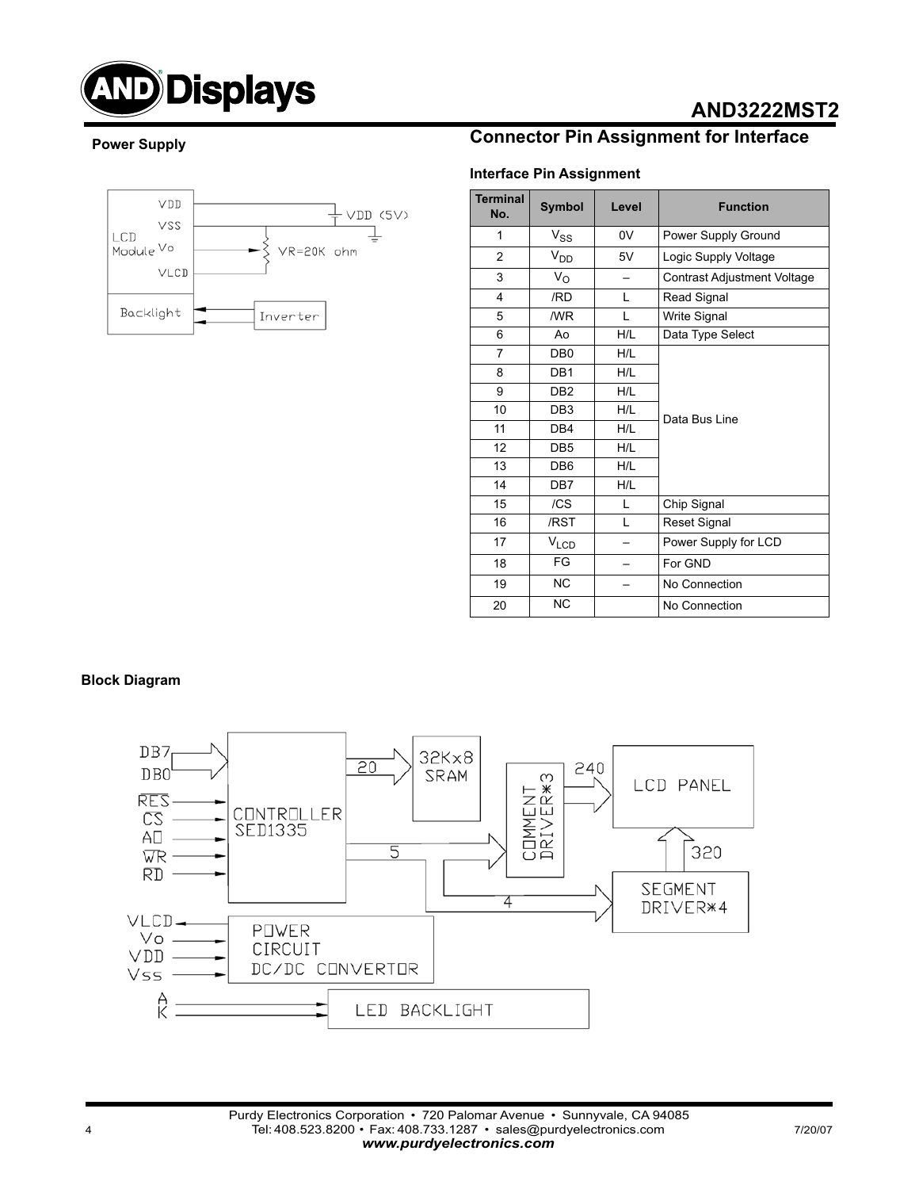# AND3222MST2

## Power Supply

VDD
VSS
LCD Module Vo
VLCD
VDD (5V)
VR=20K ohm
Backlight
Inverter

## Connector Pin Assignment for Interface

### Interface Pin Assignment

| Terminal No. | Symbol | Level | Function |
|---|---|---|---|
| 1 | $V_{SS}$ | 0V | Power Supply Ground |
| 2 | $V_{DD}$ | 5V | Logic Supply Voltage |
| 3 | $V_O$ | – | Contrast Adjustment Voltage |
| 4 | /RD | L | Read Signal |
| 5 | /WR | L | Write Signal |
| 6 | Ao | H/L | Data Type Select |
| 7 | DB0 | H/L | Data Bus Line |
| 8 | DB1 | H/L | |
| 9 | DB2 | H/L | |
| 10 | DB3 | H/L | |
| 11 | DB4 | H/L | |
| 12 | DB5 | H/L | |
| 13 | DB6 | H/L | |
| 14 | DB7 | H/L | |
| 15 | /CS | L | Chip Signal |
| 16 | /RST | L | Reset Signal |
| 17 | $V_{LCD}$ | – | Power Supply for LCD |
| 18 | FG | – | For GND |
| 19 | NC | – | No Connection |
| 20 | NC | | No Connection |

## Block Diagram

DB7
DB0
RES
CS
A0
WR
RD
CONTROLLER SED1335
20
32Kx8 SRAM
5
COMMENT DRIVER*3
240
LCD PANEL
320
4
SEGMENT DRIVER*4
VLCD
Vo
VDD
Vss
POWER CIRCUIT DC/DC CONVERTOR
A
K
LED BACKLIGHT

Purdy Electronics Corporation • 720 Palomar Avenue • Sunnyvale, CA 94085
Tel: 408.523.8200 • Fax: 408.733.1287 • sales@purdyelectronics.com
*www.purdyelectronics.com*

7/20/07